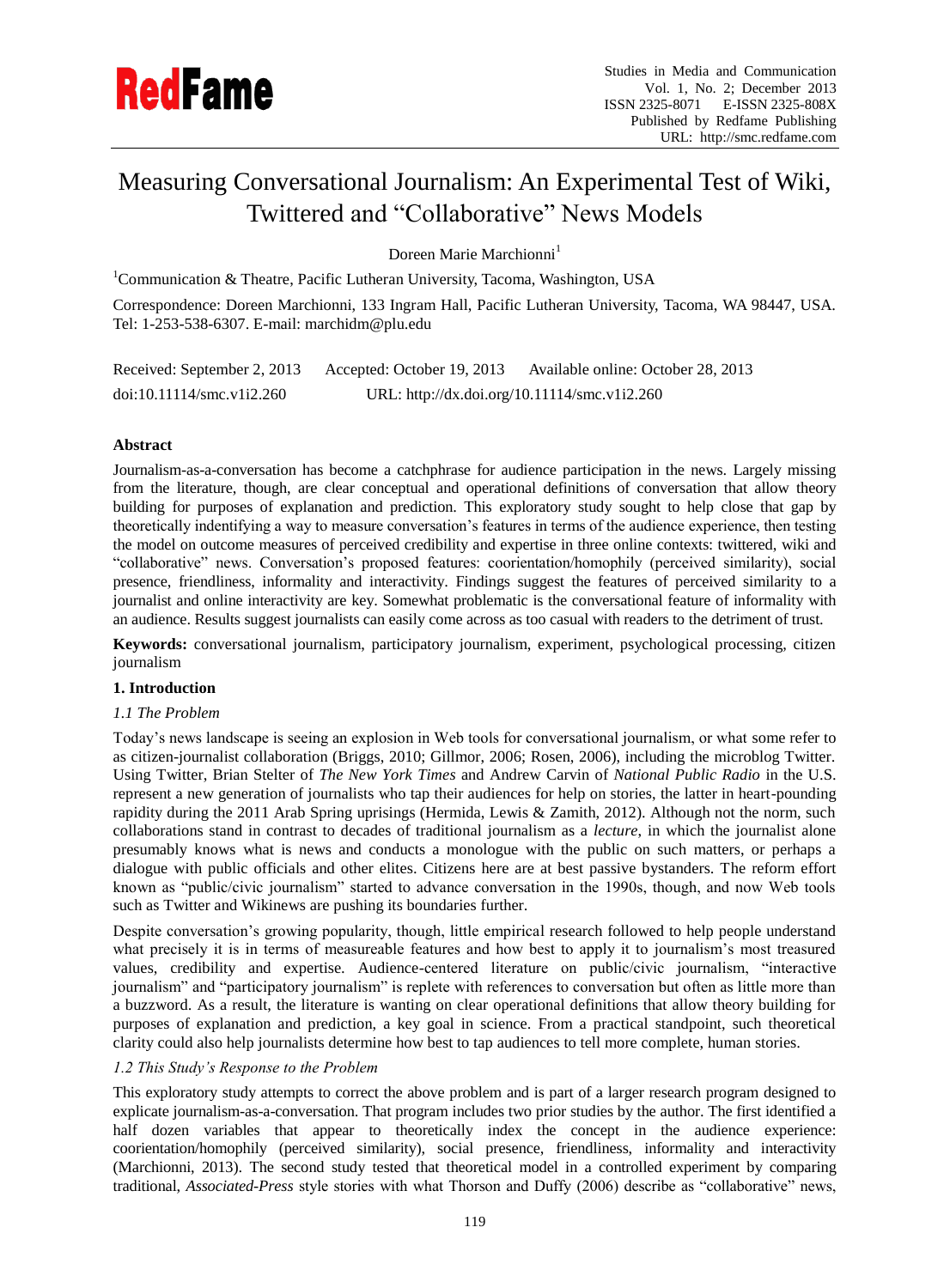# Measuring Conversational Journalism: An Experimental Test of Wiki, Twittered and "Collaborative" News Models

Doreen Marie Marchionni[1]

[1]Communication & Theatre, Pacific Lutheran University, Tacoma, Washington, USA

Correspondence: Doreen Marchionni, 133 Ingram Hall, Pacific Lutheran University, Tacoma, WA 98447, USA. Tel: 1-253-538-6307. E-mail: marchidm@plu.edu

Received: September 2, 2013 Accepted: October 19, 2013 Available online: October 28, 2013

doi:10.11114/smc.v1i2.260 URL: http://dx.doi.org/10.11114/smc.v1i2.260

**Abstract**

Journalism-as-a-conversation has become a catchphrase for audience participation in the news. Largely missing from the literature, though, are clear conceptual and operational definitions of conversation that allow theory building for purposes of explanation and prediction. This exploratory study sought to help close that gap by theoretically indentifying a way to measure conversation's features in terms of the audience experience, then testing the model on outcome measures of perceived credibility and expertise in three online contexts: twittered, wiki and "collaborative" news. Conversation's proposed features: coorientation/homophily (perceived similarity), social presence, friendliness, informality and interactivity. Findings suggest the features of perceived similarity to a journalist and online interactivity are key. Somewhat problematic is the conversational feature of informality with an audience. Results suggest journalists can easily come across as too casual with readers to the detriment of trust.

**Keywords:** conversational journalism, participatory journalism, experiment, psychological processing, citizen journalism

## 1. Introduction

### *1.1 The Problem*

Today's news landscape is seeing an explosion in Web tools for conversational journalism, or what some refer to as citizen-journalist collaboration (Briggs, 2010; Gillmor, 2006; Rosen, 2006), including the microblog Twitter. Using Twitter, Brian Stelter of *The New York Times* and Andrew Carvin of *National Public Radio* in the U.S. represent a new generation of journalists who tap their audiences for help on stories, the latter in heart-pounding rapidity during the 2011 Arab Spring uprisings (Hermida, Lewis & Zamith, 2012). Although not the norm, such collaborations stand in contrast to decades of traditional journalism as a *lecture*, in which the journalist alone presumably knows what is news and conducts a monologue with the public on such matters, or perhaps a dialogue with public officials and other elites. Citizens here are at best passive bystanders. The reform effort known as "public/civic journalism" started to advance conversation in the 1990s, though, and now Web tools such as Twitter and Wikinews are pushing its boundaries further.

Despite conversation's growing popularity, though, little empirical research followed to help people understand what precisely it is in terms of measureable features and how best to apply it to journalism's most treasured values, credibility and expertise. Audience-centered literature on public/civic journalism, "interactive journalism" and "participatory journalism" is replete with references to conversation but often as little more than a buzzword. As a result, the literature is wanting on clear operational definitions that allow theory building for purposes of explanation and prediction, a key goal in science. From a practical standpoint, such theoretical clarity could also help journalists determine how best to tap audiences to tell more complete, human stories.

### *1.2 This Study's Response to the Problem*

This exploratory study attempts to correct the above problem and is part of a larger research program designed to explicate journalism-as-a-conversation. That program includes two prior studies by the author. The first identified a half dozen variables that appear to theoretically index the concept in the audience experience: coorientation/homophily (perceived similarity), social presence, friendliness, informality and interactivity (Marchionni, 2013). The second study tested that theoretical model in a controlled experiment by comparing traditional, *Associated-Press* style stories with what Thorson and Duffy (2006) describe as "collaborative" news,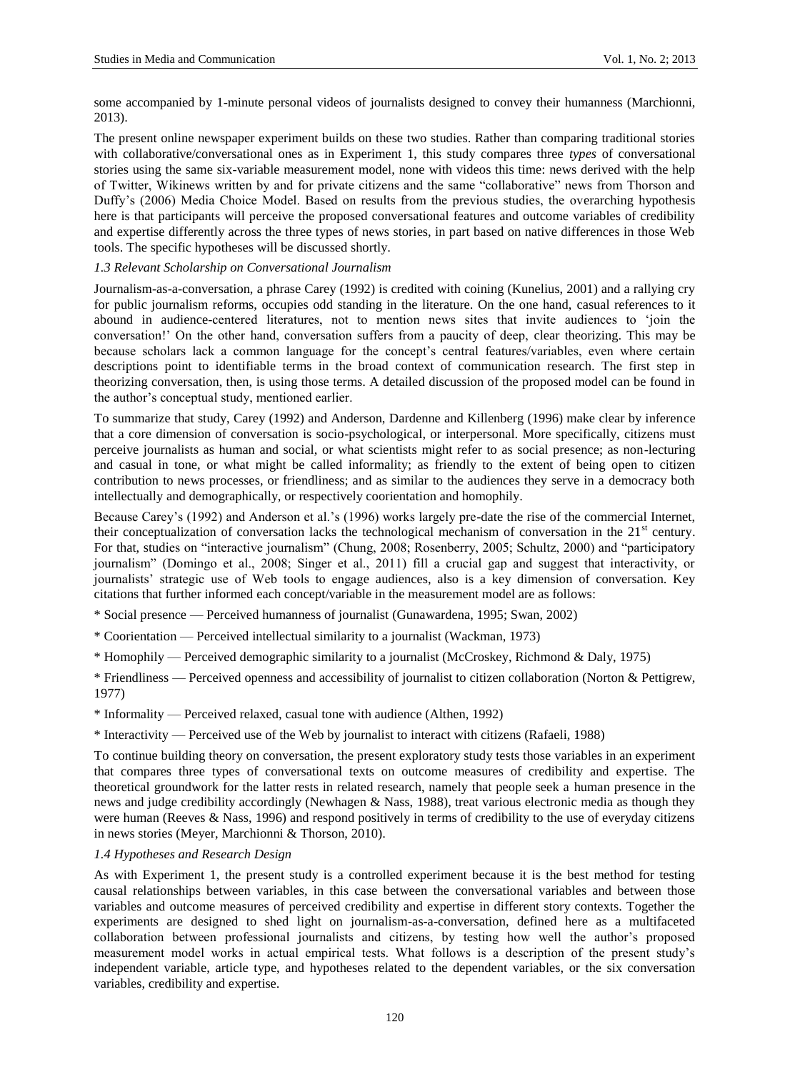some accompanied by 1-minute personal videos of journalists designed to convey their humanness (Marchionni, 2013).

The present online newspaper experiment builds on these two studies. Rather than comparing traditional stories with collaborative/conversational ones as in Experiment 1, this study compares three *types* of conversational stories using the same six-variable measurement model, none with videos this time: news derived with the help of Twitter, Wikinews written by and for private citizens and the same "collaborative" news from Thorson and Duffy's (2006) Media Choice Model. Based on results from the previous studies, the overarching hypothesis here is that participants will perceive the proposed conversational features and outcome variables of credibility and expertise differently across the three types of news stories, in part based on native differences in those Web tools. The specific hypotheses will be discussed shortly.

### *1.3 Relevant Scholarship on Conversational Journalism*

Journalism-as-a-conversation, a phrase Carey (1992) is credited with coining (Kunelius, 2001) and a rallying cry for public journalism reforms, occupies odd standing in the literature. On the one hand, casual references to it abound in audience-centered literatures, not to mention news sites that invite audiences to 'join the conversation!' On the other hand, conversation suffers from a paucity of deep, clear theorizing. This may be because scholars lack a common language for the concept's central features/variables, even where certain descriptions point to identifiable terms in the broad context of communication research. The first step in theorizing conversation, then, is using those terms. A detailed discussion of the proposed model can be found in the author's conceptual study, mentioned earlier.

To summarize that study, Carey (1992) and Anderson, Dardenne and Killenberg (1996) make clear by inference that a core dimension of conversation is socio-psychological, or interpersonal. More specifically, citizens must perceive journalists as human and social, or what scientists might refer to as social presence; as non-lecturing and casual in tone, or what might be called informality; as friendly to the extent of being open to citizen contribution to news processes, or friendliness; and as similar to the audiences they serve in a democracy both intellectually and demographically, or respectively coorientation and homophily.

Because Carey's (1992) and Anderson et al.'s (1996) works largely pre-date the rise of the commercial Internet, their conceptualization of conversation lacks the technological mechanism of conversation in the 21st century. For that, studies on "interactive journalism" (Chung, 2008; Rosenberry, 2005; Schultz, 2000) and "participatory journalism" (Domingo et al., 2008; Singer et al., 2011) fill a crucial gap and suggest that interactivity, or journalists' strategic use of Web tools to engage audiences, also is a key dimension of conversation. Key citations that further informed each concept/variable in the measurement model are as follows:

* Social presence — Perceived humanness of journalist (Gunawardena, 1995; Swan, 2002)

* Coorientation — Perceived intellectual similarity to a journalist (Wackman, 1973)

* Homophily — Perceived demographic similarity to a journalist (McCroskey, Richmond & Daly, 1975)

* Friendliness — Perceived openness and accessibility of journalist to citizen collaboration (Norton & Pettigrew, 1977)

* Informality — Perceived relaxed, casual tone with audience (Althen, 1992)

* Interactivity — Perceived use of the Web by journalist to interact with citizens (Rafaeli, 1988)

To continue building theory on conversation, the present exploratory study tests those variables in an experiment that compares three types of conversational texts on outcome measures of credibility and expertise. The theoretical groundwork for the latter rests in related research, namely that people seek a human presence in the news and judge credibility accordingly (Newhagen & Nass, 1988), treat various electronic media as though they were human (Reeves & Nass, 1996) and respond positively in terms of credibility to the use of everyday citizens in news stories (Meyer, Marchionni & Thorson, 2010).

### *1.4 Hypotheses and Research Design*

As with Experiment 1, the present study is a controlled experiment because it is the best method for testing causal relationships between variables, in this case between the conversational variables and between those variables and outcome measures of perceived credibility and expertise in different story contexts. Together the experiments are designed to shed light on journalism-as-a-conversation, defined here as a multifaceted collaboration between professional journalists and citizens, by testing how well the author's proposed measurement model works in actual empirical tests. What follows is a description of the present study's independent variable, article type, and hypotheses related to the dependent variables, or the six conversation variables, credibility and expertise.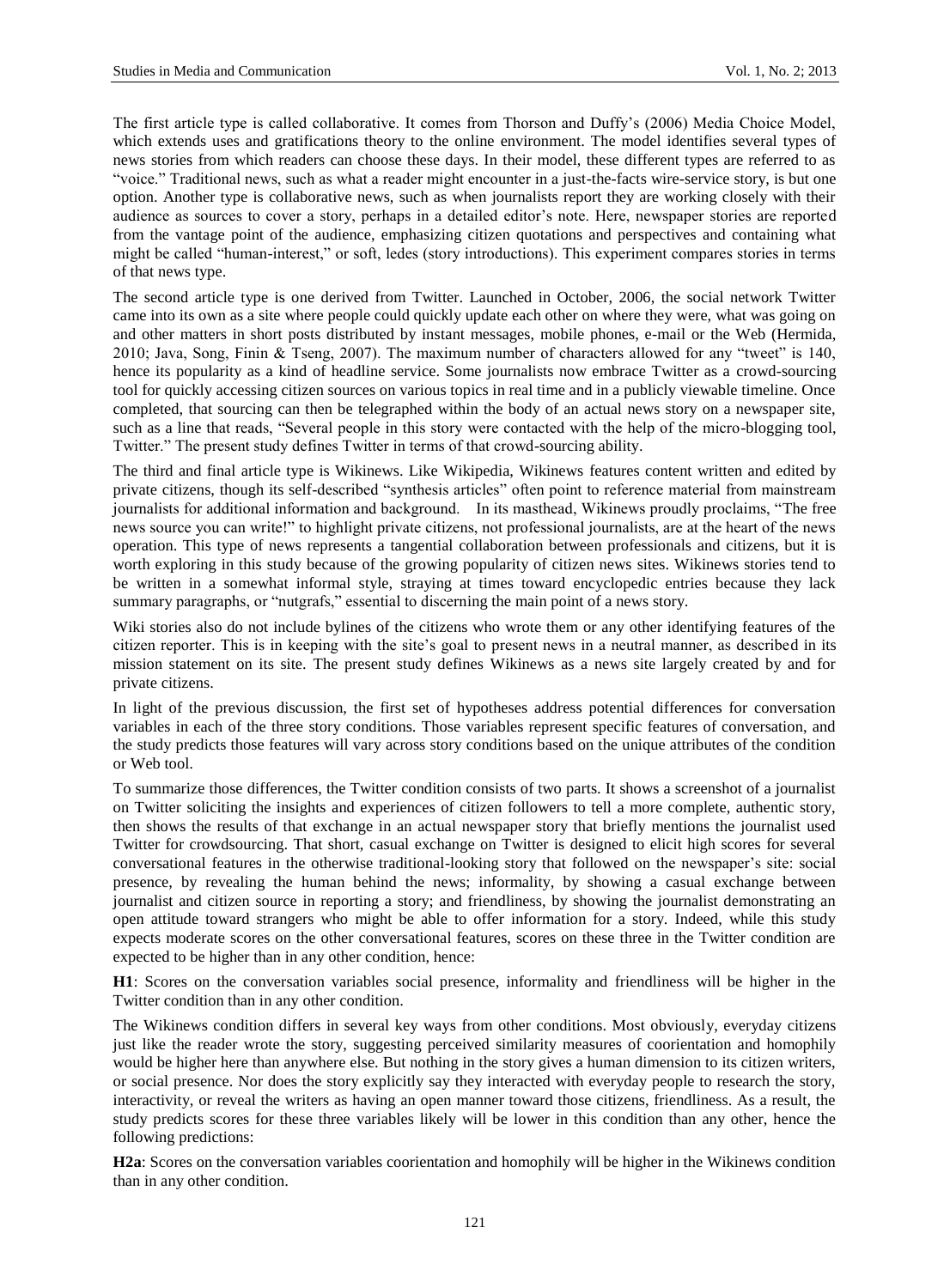The first article type is called collaborative. It comes from Thorson and Duffy's (2006) Media Choice Model, which extends uses and gratifications theory to the online environment. The model identifies several types of news stories from which readers can choose these days. In their model, these different types are referred to as "voice." Traditional news, such as what a reader might encounter in a just-the-facts wire-service story, is but one option. Another type is collaborative news, such as when journalists report they are working closely with their audience as sources to cover a story, perhaps in a detailed editor's note. Here, newspaper stories are reported from the vantage point of the audience, emphasizing citizen quotations and perspectives and containing what might be called "human-interest," or soft, ledes (story introductions). This experiment compares stories in terms of that news type.

The second article type is one derived from Twitter. Launched in October, 2006, the social network Twitter came into its own as a site where people could quickly update each other on where they were, what was going on and other matters in short posts distributed by instant messages, mobile phones, e-mail or the Web (Hermida, 2010; Java, Song, Finin & Tseng, 2007). The maximum number of characters allowed for any "tweet" is 140, hence its popularity as a kind of headline service. Some journalists now embrace Twitter as a crowd-sourcing tool for quickly accessing citizen sources on various topics in real time and in a publicly viewable timeline. Once completed, that sourcing can then be telegraphed within the body of an actual news story on a newspaper site, such as a line that reads, "Several people in this story were contacted with the help of the micro-blogging tool, Twitter." The present study defines Twitter in terms of that crowd-sourcing ability.

The third and final article type is Wikinews. Like Wikipedia, Wikinews features content written and edited by private citizens, though its self-described "synthesis articles" often point to reference material from mainstream journalists for additional information and background. In its masthead, Wikinews proudly proclaims, "The free news source you can write!" to highlight private citizens, not professional journalists, are at the heart of the news operation. This type of news represents a tangential collaboration between professionals and citizens, but it is worth exploring in this study because of the growing popularity of citizen news sites. Wikinews stories tend to be written in a somewhat informal style, straying at times toward encyclopedic entries because they lack summary paragraphs, or "nutgrafs," essential to discerning the main point of a news story.

Wiki stories also do not include bylines of the citizens who wrote them or any other identifying features of the citizen reporter. This is in keeping with the site's goal to present news in a neutral manner, as described in its mission statement on its site. The present study defines Wikinews as a news site largely created by and for private citizens.

In light of the previous discussion, the first set of hypotheses address potential differences for conversation variables in each of the three story conditions. Those variables represent specific features of conversation, and the study predicts those features will vary across story conditions based on the unique attributes of the condition or Web tool.

To summarize those differences, the Twitter condition consists of two parts. It shows a screenshot of a journalist on Twitter soliciting the insights and experiences of citizen followers to tell a more complete, authentic story, then shows the results of that exchange in an actual newspaper story that briefly mentions the journalist used Twitter for crowdsourcing. That short, casual exchange on Twitter is designed to elicit high scores for several conversational features in the otherwise traditional-looking story that followed on the newspaper's site: social presence, by revealing the human behind the news; informality, by showing a casual exchange between journalist and citizen source in reporting a story; and friendliness, by showing the journalist demonstrating an open attitude toward strangers who might be able to offer information for a story. Indeed, while this study expects moderate scores on the other conversational features, scores on these three in the Twitter condition are expected to be higher than in any other condition, hence:

**H1**: Scores on the conversation variables social presence, informality and friendliness will be higher in the Twitter condition than in any other condition.

The Wikinews condition differs in several key ways from other conditions. Most obviously, everyday citizens just like the reader wrote the story, suggesting perceived similarity measures of coorientation and homophily would be higher here than anywhere else. But nothing in the story gives a human dimension to its citizen writers, or social presence. Nor does the story explicitly say they interacted with everyday people to research the story, interactivity, or reveal the writers as having an open manner toward those citizens, friendliness. As a result, the study predicts scores for these three variables likely will be lower in this condition than any other, hence the following predictions:

**H2a**: Scores on the conversation variables coorientation and homophily will be higher in the Wikinews condition than in any other condition.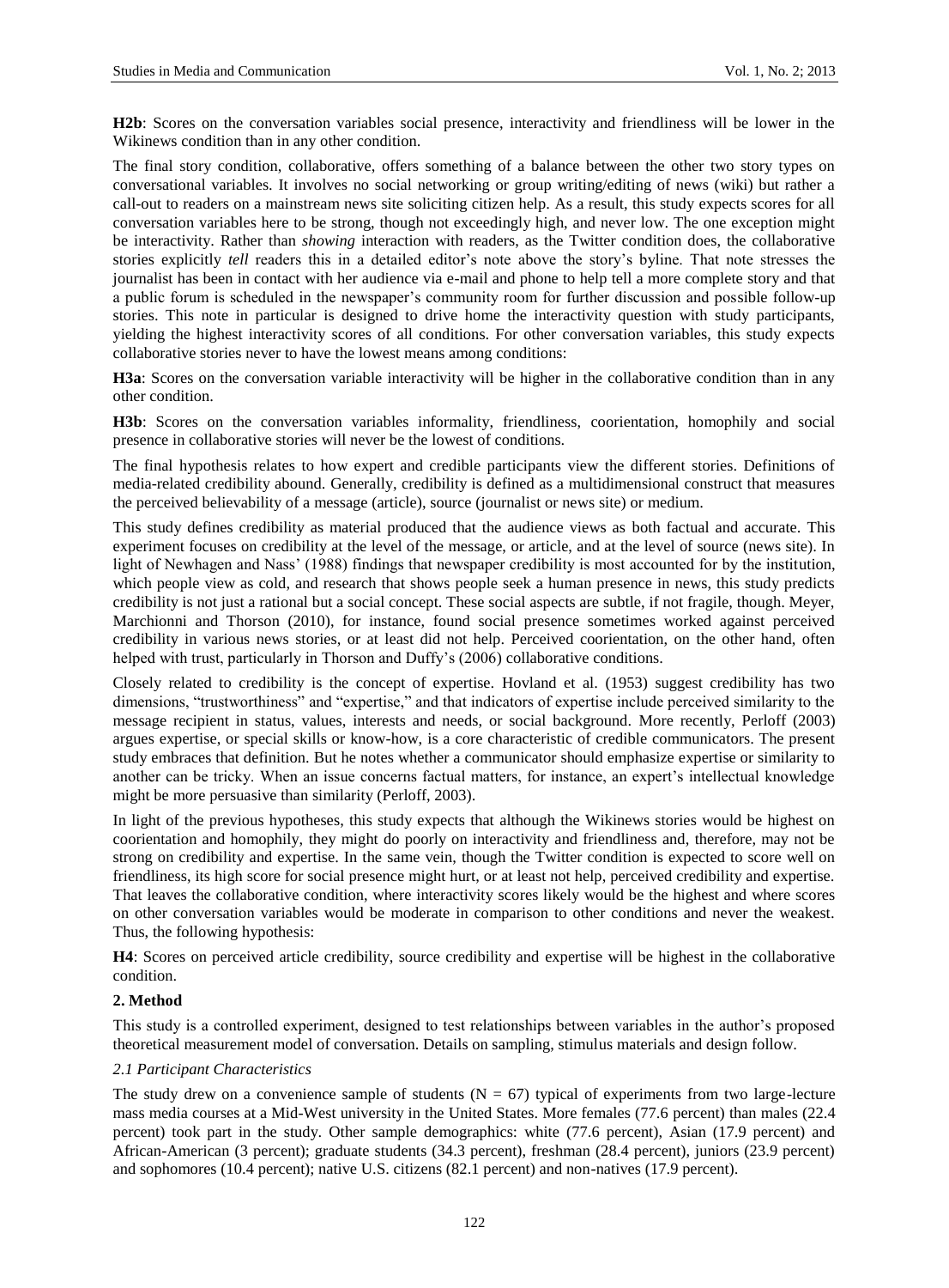**H2b**: Scores on the conversation variables social presence, interactivity and friendliness will be lower in the Wikinews condition than in any other condition.

The final story condition, collaborative, offers something of a balance between the other two story types on conversational variables. It involves no social networking or group writing/editing of news (wiki) but rather a call-out to readers on a mainstream news site soliciting citizen help. As a result, this study expects scores for all conversation variables here to be strong, though not exceedingly high, and never low. The one exception might be interactivity. Rather than *showing* interaction with readers, as the Twitter condition does, the collaborative stories explicitly *tell* readers this in a detailed editor's note above the story's byline. That note stresses the journalist has been in contact with her audience via e-mail and phone to help tell a more complete story and that a public forum is scheduled in the newspaper's community room for further discussion and possible follow-up stories. This note in particular is designed to drive home the interactivity question with study participants, yielding the highest interactivity scores of all conditions. For other conversation variables, this study expects collaborative stories never to have the lowest means among conditions:

**H3a**: Scores on the conversation variable interactivity will be higher in the collaborative condition than in any other condition.

**H3b**: Scores on the conversation variables informality, friendliness, coorientation, homophily and social presence in collaborative stories will never be the lowest of conditions.

The final hypothesis relates to how expert and credible participants view the different stories. Definitions of media-related credibility abound. Generally, credibility is defined as a multidimensional construct that measures the perceived believability of a message (article), source (journalist or news site) or medium.

This study defines credibility as material produced that the audience views as both factual and accurate. This experiment focuses on credibility at the level of the message, or article, and at the level of source (news site). In light of Newhagen and Nass' (1988) findings that newspaper credibility is most accounted for by the institution, which people view as cold, and research that shows people seek a human presence in news, this study predicts credibility is not just a rational but a social concept. These social aspects are subtle, if not fragile, though. Meyer, Marchionni and Thorson (2010), for instance, found social presence sometimes worked against perceived credibility in various news stories, or at least did not help. Perceived coorientation, on the other hand, often helped with trust, particularly in Thorson and Duffy's (2006) collaborative conditions.

Closely related to credibility is the concept of expertise. Hovland et al. (1953) suggest credibility has two dimensions, "trustworthiness" and "expertise," and that indicators of expertise include perceived similarity to the message recipient in status, values, interests and needs, or social background. More recently, Perloff (2003) argues expertise, or special skills or know-how, is a core characteristic of credible communicators. The present study embraces that definition. But he notes whether a communicator should emphasize expertise or similarity to another can be tricky. When an issue concerns factual matters, for instance, an expert's intellectual knowledge might be more persuasive than similarity (Perloff, 2003).

In light of the previous hypotheses, this study expects that although the Wikinews stories would be highest on coorientation and homophily, they might do poorly on interactivity and friendliness and, therefore, may not be strong on credibility and expertise. In the same vein, though the Twitter condition is expected to score well on friendliness, its high score for social presence might hurt, or at least not help, perceived credibility and expertise. That leaves the collaborative condition, where interactivity scores likely would be the highest and where scores on other conversation variables would be moderate in comparison to other conditions and never the weakest. Thus, the following hypothesis:

**H4**: Scores on perceived article credibility, source credibility and expertise will be highest in the collaborative condition.

## 2. Method

This study is a controlled experiment, designed to test relationships between variables in the author's proposed theoretical measurement model of conversation. Details on sampling, stimulus materials and design follow.

### *2.1 Participant Characteristics*

The study drew on a convenience sample of students ($N = 67$) typical of experiments from two large-lecture mass media courses at a Mid-West university in the United States. More females (77.6 percent) than males (22.4 percent) took part in the study. Other sample demographics: white (77.6 percent), Asian (17.9 percent) and African-American (3 percent); graduate students (34.3 percent), freshman (28.4 percent), juniors (23.9 percent) and sophomores (10.4 percent); native U.S. citizens (82.1 percent) and non-natives (17.9 percent).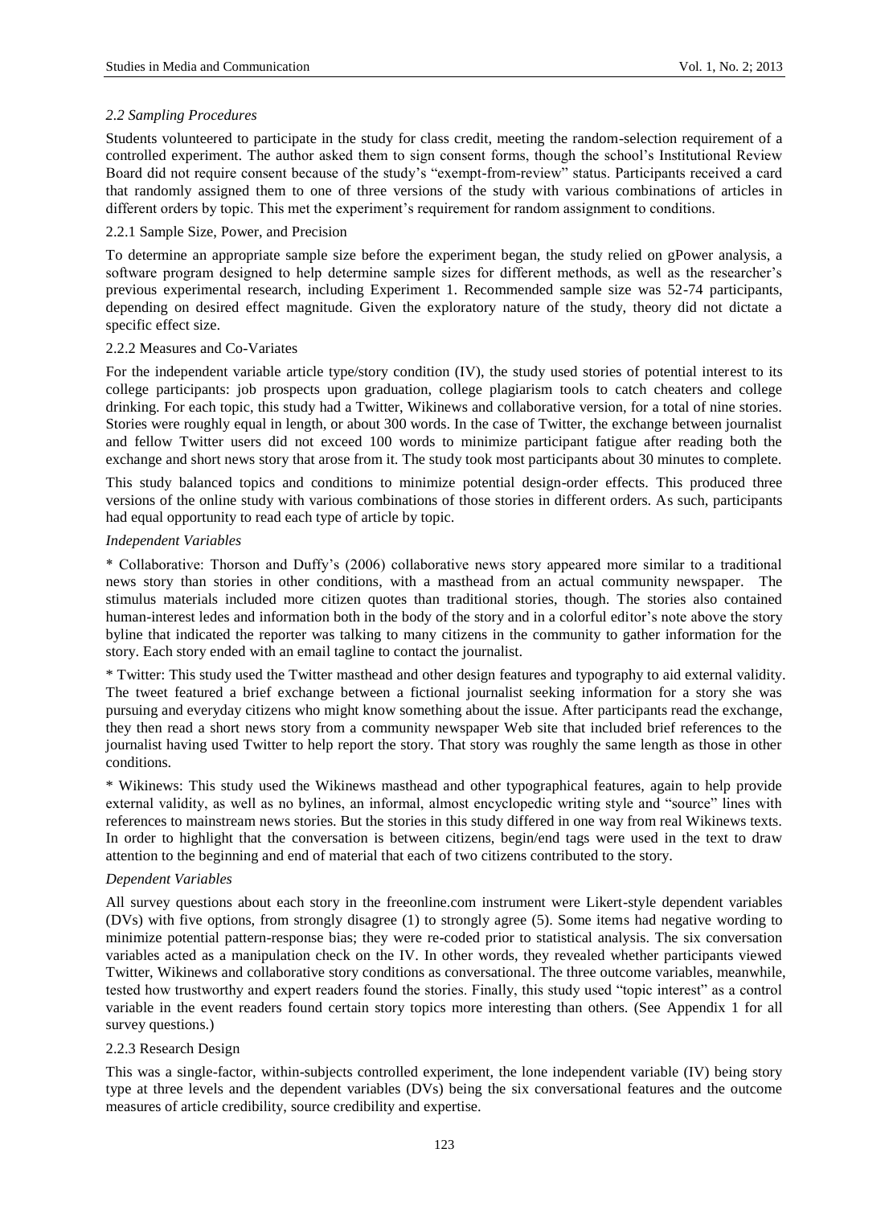### *2.2 Sampling Procedures*

Students volunteered to participate in the study for class credit, meeting the random-selection requirement of a controlled experiment. The author asked them to sign consent forms, though the school's Institutional Review Board did not require consent because of the study's "exempt-from-review" status. Participants received a card that randomly assigned them to one of three versions of the study with various combinations of articles in different orders by topic. This met the experiment's requirement for random assignment to conditions.

#### 2.2.1 Sample Size, Power, and Precision

To determine an appropriate sample size before the experiment began, the study relied on gPower analysis, a software program designed to help determine sample sizes for different methods, as well as the researcher's previous experimental research, including Experiment 1. Recommended sample size was 52-74 participants, depending on desired effect magnitude. Given the exploratory nature of the study, theory did not dictate a specific effect size.

#### 2.2.2 Measures and Co-Variates

For the independent variable article type/story condition (IV), the study used stories of potential interest to its college participants: job prospects upon graduation, college plagiarism tools to catch cheaters and college drinking. For each topic, this study had a Twitter, Wikinews and collaborative version, for a total of nine stories. Stories were roughly equal in length, or about 300 words. In the case of Twitter, the exchange between journalist and fellow Twitter users did not exceed 100 words to minimize participant fatigue after reading both the exchange and short news story that arose from it. The study took most participants about 30 minutes to complete.

This study balanced topics and conditions to minimize potential design-order effects. This produced three versions of the online study with various combinations of those stories in different orders. As such, participants had equal opportunity to read each type of article by topic.

*Independent Variables*

* Collaborative: Thorson and Duffy's (2006) collaborative news story appeared more similar to a traditional news story than stories in other conditions, with a masthead from an actual community newspaper. The stimulus materials included more citizen quotes than traditional stories, though. The stories also contained human-interest ledes and information both in the body of the story and in a colorful editor's note above the story byline that indicated the reporter was talking to many citizens in the community to gather information for the story. Each story ended with an email tagline to contact the journalist.

* Twitter: This study used the Twitter masthead and other design features and typography to aid external validity. The tweet featured a brief exchange between a fictional journalist seeking information for a story she was pursuing and everyday citizens who might know something about the issue. After participants read the exchange, they then read a short news story from a community newspaper Web site that included brief references to the journalist having used Twitter to help report the story. That story was roughly the same length as those in other conditions.

* Wikinews: This study used the Wikinews masthead and other typographical features, again to help provide external validity, as well as no bylines, an informal, almost encyclopedic writing style and "source" lines with references to mainstream news stories. But the stories in this study differed in one way from real Wikinews texts. In order to highlight that the conversation is between citizens, begin/end tags were used in the text to draw attention to the beginning and end of material that each of two citizens contributed to the story.

*Dependent Variables*

All survey questions about each story in the freeonline.com instrument were Likert-style dependent variables (DVs) with five options, from strongly disagree (1) to strongly agree (5). Some items had negative wording to minimize potential pattern-response bias; they were re-coded prior to statistical analysis. The six conversation variables acted as a manipulation check on the IV. In other words, they revealed whether participants viewed Twitter, Wikinews and collaborative story conditions as conversational. The three outcome variables, meanwhile, tested how trustworthy and expert readers found the stories. Finally, this study used "topic interest" as a control variable in the event readers found certain story topics more interesting than others. (See Appendix 1 for all survey questions.)

#### 2.2.3 Research Design

This was a single-factor, within-subjects controlled experiment, the lone independent variable (IV) being story type at three levels and the dependent variables (DVs) being the six conversational features and the outcome measures of article credibility, source credibility and expertise.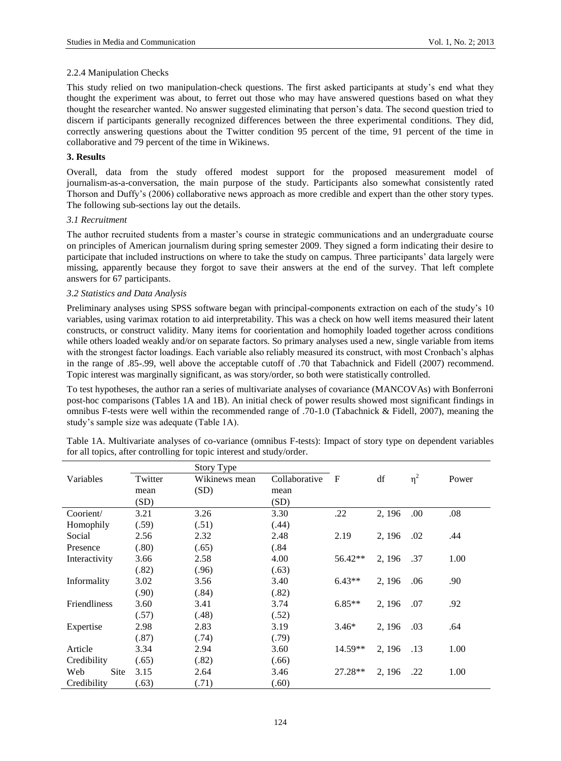#### 2.2.4 Manipulation Checks

This study relied on two manipulation-check questions. The first asked participants at study's end what they thought the experiment was about, to ferret out those who may have answered questions based on what they thought the researcher wanted. No answer suggested eliminating that person's data. The second question tried to discern if participants generally recognized differences between the three experimental conditions. They did, correctly answering questions about the Twitter condition 95 percent of the time, 91 percent of the time in collaborative and 79 percent of the time in Wikinews.

## 3. Results

Overall, data from the study offered modest support for the proposed measurement model of journalism-as-a-conversation, the main purpose of the study. Participants also somewhat consistently rated Thorson and Duffy's (2006) collaborative news approach as more credible and expert than the other story types. The following sub-sections lay out the details.

### *3.1 Recruitment*

The author recruited students from a master's course in strategic communications and an undergraduate course on principles of American journalism during spring semester 2009. They signed a form indicating their desire to participate that included instructions on where to take the study on campus. Three participants' data largely were missing, apparently because they forgot to save their answers at the end of the survey. That left complete answers for 67 participants.

### *3.2 Statistics and Data Analysis*

Preliminary analyses using SPSS software began with principal-components extraction on each of the study's 10 variables, using varimax rotation to aid interpretability. This was a check on how well items measured their latent constructs, or construct validity. Many items for coorientation and homophily loaded together across conditions while others loaded weakly and/or on separate factors. So primary analyses used a new, single variable from items with the strongest factor loadings. Each variable also reliably measured its construct, with most Cronbach's alphas in the range of .85-.99, well above the acceptable cutoff of .70 that Tabachnick and Fidell (2007) recommend. Topic interest was marginally significant, as was story/order, so both were statistically controlled.

To test hypotheses, the author ran a series of multivariate analyses of covariance (MANCOVAs) with Bonferroni post-hoc comparisons (Tables 1A and 1B). An initial check of power results showed most significant findings in omnibus F-tests were well within the recommended range of .70-1.0 (Tabachnick & Fidell, 2007), meaning the study's sample size was adequate (Table 1A).

Table 1A. Multivariate analyses of co-variance (omnibus F-tests): Impact of story type on dependent variables for all topics, after controlling for topic interest and study/order.

| Variables | Story Type | | | F | df | $\eta^2$ | Power |
|---|---|---|---|---|---|---|---|
| | Twitter mean (SD) | Wikinews mean (SD) | Collaborative mean (SD) | | | | |
| Coorient/ Homophily | 3.21 (.59) | 3.26 (.51) | 3.30 (.44) | .22 | 2, 196 | .00 | .08 |
| Social Presence | 2.56 (.80) | 2.32 (.65) | 2.48 (.84 | 2.19 | 2, 196 | .02 | .44 |
| Interactivity | 3.66 (.82) | 2.58 (.96) | 4.00 (.63) | 56.42** | 2, 196 | .37 | 1.00 |
| Informality | 3.02 (.90) | 3.56 (.84) | 3.40 (.82) | 6.43** | 2, 196 | .06 | .90 |
| Friendliness | 3.60 (.57) | 3.41 (.48) | 3.74 (.52) | 6.85** | 2, 196 | .07 | .92 |
| Expertise | 2.98 (.87) | 2.83 (.74) | 3.19 (.79) | 3.46* | 2, 196 | .03 | .64 |
| Article Credibility | 3.34 (.65) | 2.94 (.82) | 3.60 (.66) | 14.59** | 2, 196 | .13 | 1.00 |
| Web Site Credibility | 3.15 (.63) | 2.64 (.71) | 3.46 (.60) | 27.28** | 2, 196 | .22 | 1.00 |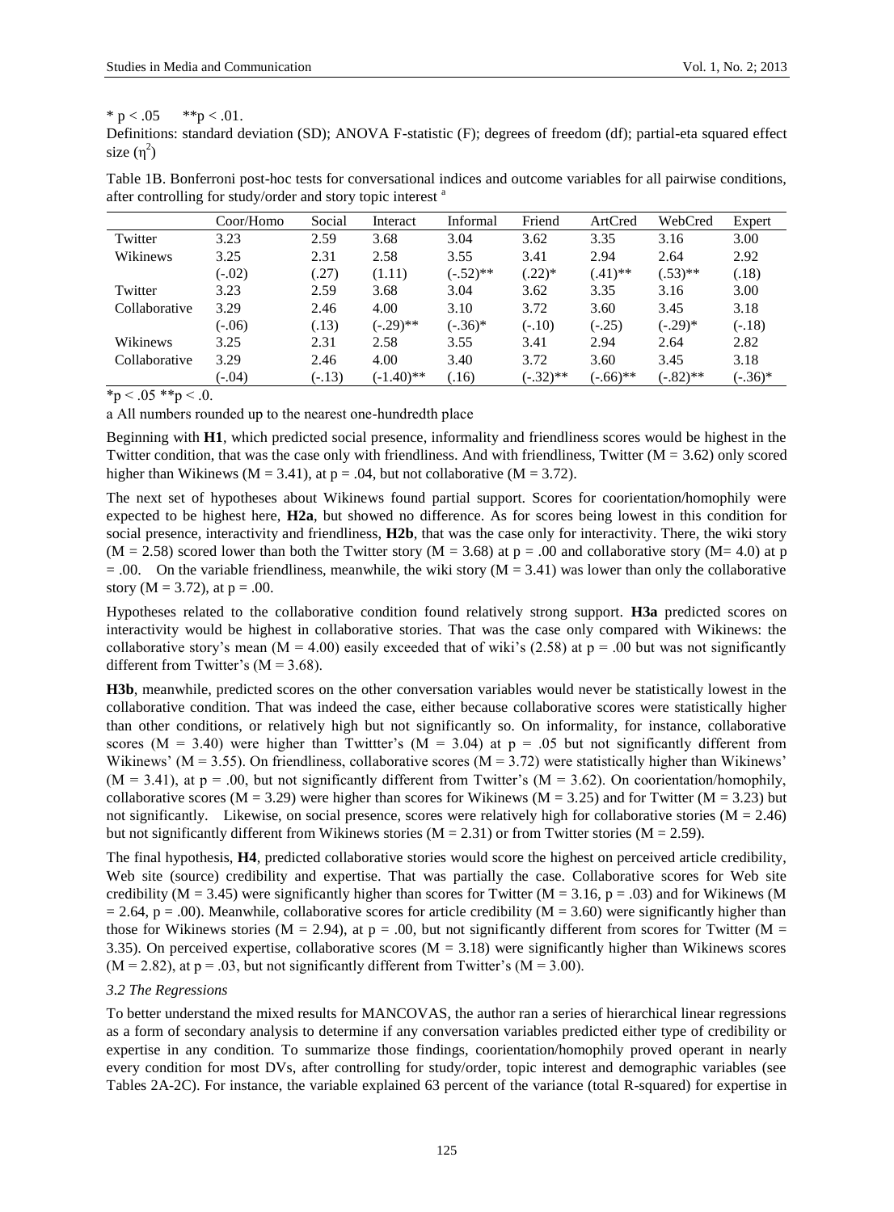* p < .05  **p < .01.

Definitions: standard deviation (SD); ANOVA F-statistic (F); degrees of freedom (df); partial-eta squared effect size ($\eta^2$)

Table 1B. Bonferroni post-hoc tests for conversational indices and outcome variables for all pairwise conditions, after controlling for study/order and story topic interest [a]

| | Coor/Homo | Social | Interact | Informal | Friend | ArtCred | WebCred | Expert |
|---|---|---|---|---|---|---|---|---|
| Twitter | 3.23 | 2.59 | 3.68 | 3.04 | 3.62 | 3.35 | 3.16 | 3.00 |
| Wikinews | 3.25 | 2.31 | 2.58 | 3.55 | 3.41 | 2.94 | 2.64 | 2.92 |
| | (-.02) | (.27) | (1.11) | (-.52)** | (.22)* | (.41)** | (.53)** | (.18) |
| Twitter | 3.23 | 2.59 | 3.68 | 3.04 | 3.62 | 3.35 | 3.16 | 3.00 |
| Collaborative | 3.29 | 2.46 | 4.00 | 3.10 | 3.72 | 3.60 | 3.45 | 3.18 |
| | (-.06) | (.13) | (-.29)** | (-.36)* | (-.10) | (-.25) | (-.29)* | (-.18) |
| Wikinews | 3.25 | 2.31 | 2.58 | 3.55 | 3.41 | 2.94 | 2.64 | 2.82 |
| Collaborative | 3.29 | 2.46 | 4.00 | 3.40 | 3.72 | 3.60 | 3.45 | 3.18 |
| | (-.04) | (-.13) | (-1.40)** | (.16) | (-.32)** | (-.66)** | (-.82)** | (-.36)* |

*p < .05 **p < .0.

a All numbers rounded up to the nearest one-hundredth place

Beginning with **H1**, which predicted social presence, informality and friendliness scores would be highest in the Twitter condition, that was the case only with friendliness. And with friendliness, Twitter (M = 3.62) only scored higher than Wikinews (M = 3.41), at p = .04, but not collaborative (M = 3.72).

The next set of hypotheses about Wikinews found partial support. Scores for coorientation/homophily were expected to be highest here, **H2a**, but showed no difference. As for scores being lowest in this condition for social presence, interactivity and friendliness, **H2b**, that was the case only for interactivity. There, the wiki story (M = 2.58) scored lower than both the Twitter story (M = 3.68) at p = .00 and collaborative story (M= 4.0) at p = .00. On the variable friendliness, meanwhile, the wiki story (M = 3.41) was lower than only the collaborative story (M = 3.72), at p = .00.

Hypotheses related to the collaborative condition found relatively strong support. **H3a** predicted scores on interactivity would be highest in collaborative stories. That was the case only compared with Wikinews: the collaborative story's mean (M = 4.00) easily exceeded that of wiki's (2.58) at p = .00 but was not significantly different from Twitter's (M = 3.68).

**H3b**, meanwhile, predicted scores on the other conversation variables would never be statistically lowest in the collaborative condition. That was indeed the case, either because collaborative scores were statistically higher than other conditions, or relatively high but not significantly so. On informality, for instance, collaborative scores (M = 3.40) were higher than Twittter's (M = 3.04) at p = .05 but not significantly different from Wikinews' (M = 3.55). On friendliness, collaborative scores (M = 3.72) were statistically higher than Wikinews' (M = 3.41), at p = .00, but not significantly different from Twitter's (M = 3.62). On coorientation/homophily, collaborative scores (M = 3.29) were higher than scores for Wikinews (M = 3.25) and for Twitter (M = 3.23) but not significantly. Likewise, on social presence, scores were relatively high for collaborative stories (M = 2.46) but not significantly different from Wikinews stories (M = 2.31) or from Twitter stories (M = 2.59).

The final hypothesis, **H4**, predicted collaborative stories would score the highest on perceived article credibility, Web site (source) credibility and expertise. That was partially the case. Collaborative scores for Web site credibility (M = 3.45) were significantly higher than scores for Twitter (M = 3.16, p = .03) and for Wikinews (M = 2.64, p = .00). Meanwhile, collaborative scores for article credibility (M = 3.60) were significantly higher than those for Wikinews stories (M = 2.94), at p = .00, but not significantly different from scores for Twitter (M = 3.35). On perceived expertise, collaborative scores (M = 3.18) were significantly higher than Wikinews scores (M = 2.82), at p = .03, but not significantly different from Twitter's (M = 3.00).

### *3.2 The Regressions*

To better understand the mixed results for MANCOVAS, the author ran a series of hierarchical linear regressions as a form of secondary analysis to determine if any conversation variables predicted either type of credibility or expertise in any condition. To summarize those findings, coorientation/homophily proved operant in nearly every condition for most DVs, after controlling for study/order, topic interest and demographic variables (see Tables 2A-2C). For instance, the variable explained 63 percent of the variance (total R-squared) for expertise in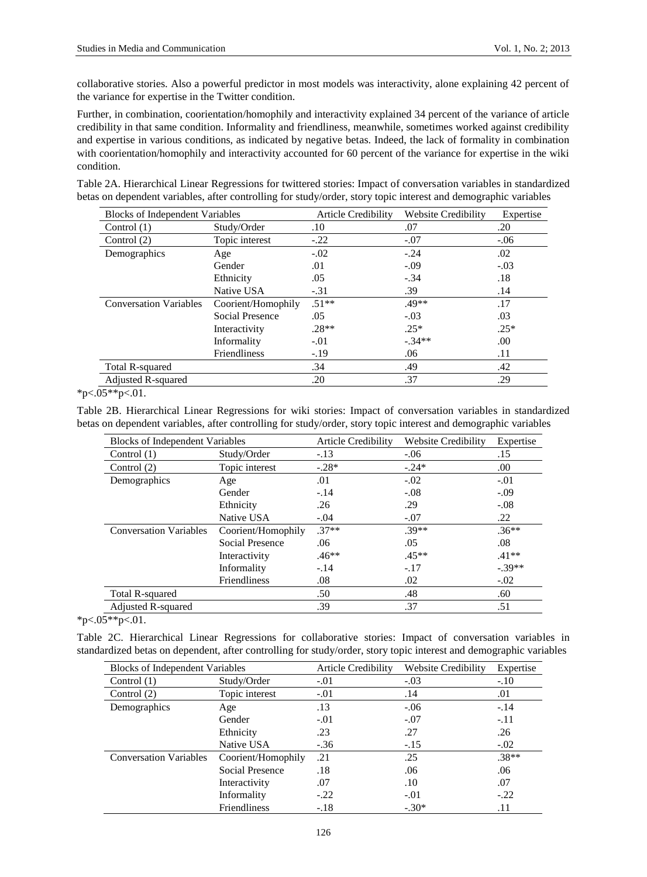collaborative stories. Also a powerful predictor in most models was interactivity, alone explaining 42 percent of the variance for expertise in the Twitter condition.

Further, in combination, coorientation/homophily and interactivity explained 34 percent of the variance of article credibility in that same condition. Informality and friendliness, meanwhile, sometimes worked against credibility and expertise in various conditions, as indicated by negative betas. Indeed, the lack of formality in combination with coorientation/homophily and interactivity accounted for 60 percent of the variance for expertise in the wiki condition.

Table 2A. Hierarchical Linear Regressions for twittered stories: Impact of conversation variables in standardized betas on dependent variables, after controlling for study/order, story topic interest and demographic variables

| Blocks of Independent Variables | | Article Credibility | Website Credibility | Expertise |
|---|---|---|---|---|
| Control (1) | Study/Order | .10 | .07 | .20 |
| Control (2) | Topic interest | -.22 | -.07 | -.06 |
| Demographics | Age | -.02 | -.24 | .02 |
| | Gender | .01 | -.09 | -.03 |
| | Ethnicity | .05 | -.34 | .18 |
| | Native USA | -.31 | .39 | .14 |
| Conversation Variables | Coorient/Homophily | .51** | .49** | .17 |
| | Social Presence | .05 | -.03 | .03 |
| | Interactivity | .28** | .25* | .25* |
| | Informality | -.01 | -.34** | .00 |
| | Friendliness | -.19 | .06 | .11 |
| Total R-squared | | .34 | .49 | .42 |
| Adjusted R-squared | | .20 | .37 | .29 |

*p<.05**p<.01.

Table 2B. Hierarchical Linear Regressions for wiki stories: Impact of conversation variables in standardized betas on dependent variables, after controlling for study/order, story topic interest and demographic variables

| Blocks of Independent Variables | | Article Credibility | Website Credibility | Expertise |
|---|---|---|---|---|
| Control (1) | Study/Order | -.13 | -.06 | .15 |
| Control (2) | Topic interest | -.28* | -.24* | .00 |
| Demographics | Age | .01 | -.02 | -.01 |
| | Gender | -.14 | -.08 | -.09 |
| | Ethnicity | .26 | .29 | -.08 |
| | Native USA | -.04 | -.07 | .22 |
| Conversation Variables | Coorient/Homophily | .37** | .39** | .36** |
| | Social Presence | .06 | .05 | .08 |
| | Interactivity | .46** | .45** | .41** |
| | Informality | -.14 | -.17 | -.39** |
| | Friendliness | .08 | .02 | -.02 |
| Total R-squared | | .50 | .48 | .60 |
| Adjusted R-squared | | .39 | .37 | .51 |

*p<.05**p<.01.

Table 2C. Hierarchical Linear Regressions for collaborative stories: Impact of conversation variables in standardized betas on dependent, after controlling for study/order, story topic interest and demographic variables

| Blocks of Independent Variables | | Article Credibility | Website Credibility | Expertise |
|---|---|---|---|---|
| Control (1) | Study/Order | -.01 | -.03 | -.10 |
| Control (2) | Topic interest | -.01 | .14 | .01 |
| Demographics | Age | .13 | -.06 | -.14 |
| | Gender | -.01 | -.07 | -.11 |
| | Ethnicity | .23 | .27 | .26 |
| | Native USA | -.36 | -.15 | -.02 |
| Conversation Variables | Coorient/Homophily | .21 | .25 | .38** |
| | Social Presence | .18 | .06 | .06 |
| | Interactivity | .07 | .10 | .07 |
| | Informality | -.22 | -.01 | -.22 |
| | Friendliness | -.18 | -.30* | .11 |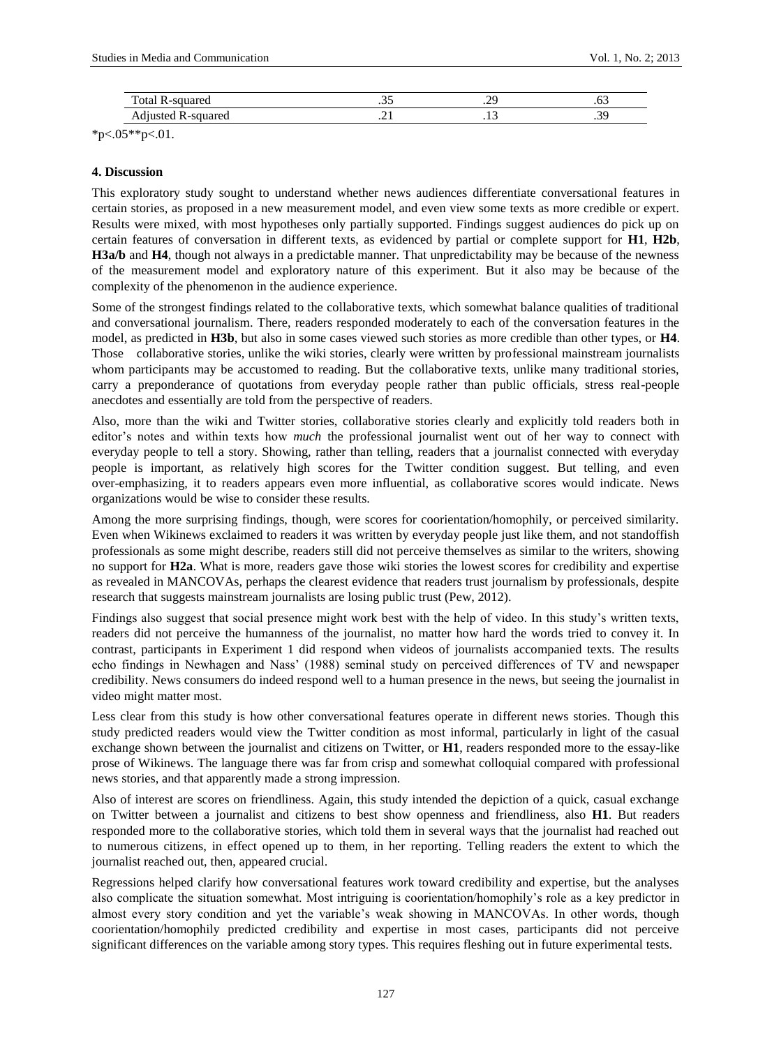| Total R-squared | .35 | .29 | .63 |
|---|---|---|---|
| Adjusted R-squared | .21 | .13 | .39 |

*p<.05**p<.01.

#### 4. Discussion

This exploratory study sought to understand whether news audiences differentiate conversational features in certain stories, as proposed in a new measurement model, and even view some texts as more credible or expert. Results were mixed, with most hypotheses only partially supported. Findings suggest audiences do pick up on certain features of conversation in different texts, as evidenced by partial or complete support for **H1**, **H2b**, **H3a/b** and **H4**, though not always in a predictable manner. That unpredictability may be because of the newness of the measurement model and exploratory nature of this experiment. But it also may be because of the complexity of the phenomenon in the audience experience.

Some of the strongest findings related to the collaborative texts, which somewhat balance qualities of traditional and conversational journalism. There, readers responded moderately to each of the conversation features in the model, as predicted in **H3b**, but also in some cases viewed such stories as more credible than other types, or **H4**. Those collaborative stories, unlike the wiki stories, clearly were written by professional mainstream journalists whom participants may be accustomed to reading. But the collaborative texts, unlike many traditional stories, carry a preponderance of quotations from everyday people rather than public officials, stress real-people anecdotes and essentially are told from the perspective of readers.

Also, more than the wiki and Twitter stories, collaborative stories clearly and explicitly told readers both in editor's notes and within texts how *much* the professional journalist went out of her way to connect with everyday people to tell a story. Showing, rather than telling, readers that a journalist connected with everyday people is important, as relatively high scores for the Twitter condition suggest. But telling, and even over-emphasizing, it to readers appears even more influential, as collaborative scores would indicate. News organizations would be wise to consider these results.

Among the more surprising findings, though, were scores for coorientation/homophily, or perceived similarity. Even when Wikinews exclaimed to readers it was written by everyday people just like them, and not standoffish professionals as some might describe, readers still did not perceive themselves as similar to the writers, showing no support for **H2a**. What is more, readers gave those wiki stories the lowest scores for credibility and expertise as revealed in MANCOVAs, perhaps the clearest evidence that readers trust journalism by professionals, despite research that suggests mainstream journalists are losing public trust (Pew, 2012).

Findings also suggest that social presence might work best with the help of video. In this study's written texts, readers did not perceive the humanness of the journalist, no matter how hard the words tried to convey it. In contrast, participants in Experiment 1 did respond when videos of journalists accompanied texts. The results echo findings in Newhagen and Nass' (1988) seminal study on perceived differences of TV and newspaper credibility. News consumers do indeed respond well to a human presence in the news, but seeing the journalist in video might matter most.

Less clear from this study is how other conversational features operate in different news stories. Though this study predicted readers would view the Twitter condition as most informal, particularly in light of the casual exchange shown between the journalist and citizens on Twitter, or **H1**, readers responded more to the essay-like prose of Wikinews. The language there was far from crisp and somewhat colloquial compared with professional news stories, and that apparently made a strong impression.

Also of interest are scores on friendliness. Again, this study intended the depiction of a quick, casual exchange on Twitter between a journalist and citizens to best show openness and friendliness, also **H1**. But readers responded more to the collaborative stories, which told them in several ways that the journalist had reached out to numerous citizens, in effect opened up to them, in her reporting. Telling readers the extent to which the journalist reached out, then, appeared crucial.

Regressions helped clarify how conversational features work toward credibility and expertise, but the analyses also complicate the situation somewhat. Most intriguing is coorientation/homophily's role as a key predictor in almost every story condition and yet the variable's weak showing in MANCOVAs. In other words, though coorientation/homophily predicted credibility and expertise in most cases, participants did not perceive significant differences on the variable among story types. This requires fleshing out in future experimental tests.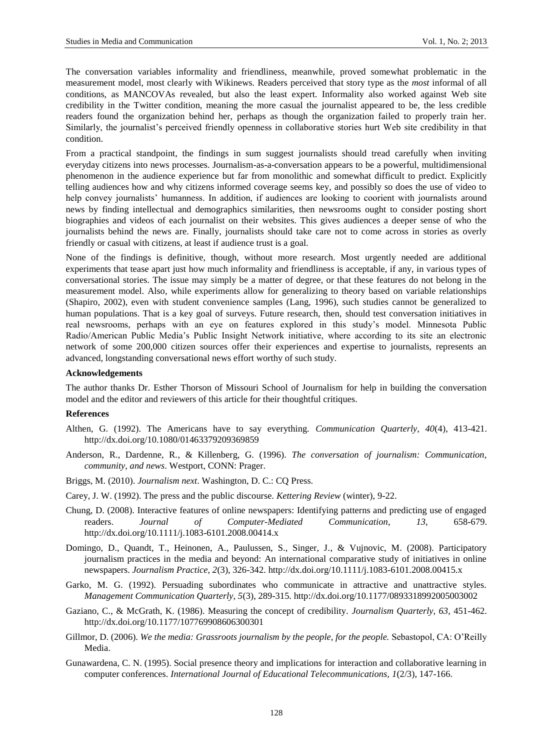The conversation variables informality and friendliness, meanwhile, proved somewhat problematic in the measurement model, most clearly with Wikinews. Readers perceived that story type as the *most* informal of all conditions, as MANCOVAs revealed, but also the least expert. Informality also worked against Web site credibility in the Twitter condition, meaning the more casual the journalist appeared to be, the less credible readers found the organization behind her, perhaps as though the organization failed to properly train her. Similarly, the journalist's perceived friendly openness in collaborative stories hurt Web site credibility in that condition.

From a practical standpoint, the findings in sum suggest journalists should tread carefully when inviting everyday citizens into news processes. Journalism-as-a-conversation appears to be a powerful, multidimensional phenomenon in the audience experience but far from monolithic and somewhat difficult to predict. Explicitly telling audiences how and why citizens informed coverage seems key, and possibly so does the use of video to help convey journalists' humanness. In addition, if audiences are looking to coorient with journalists around news by finding intellectual and demographics similarities, then newsrooms ought to consider posting short biographies and videos of each journalist on their websites. This gives audiences a deeper sense of who the journalists behind the news are. Finally, journalists should take care not to come across in stories as overly friendly or casual with citizens, at least if audience trust is a goal.

None of the findings is definitive, though, without more research. Most urgently needed are additional experiments that tease apart just how much informality and friendliness is acceptable, if any, in various types of conversational stories. The issue may simply be a matter of degree, or that these features do not belong in the measurement model. Also, while experiments allow for generalizing to theory based on variable relationships (Shapiro, 2002), even with student convenience samples (Lang, 1996), such studies cannot be generalized to human populations. That is a key goal of surveys. Future research, then, should test conversation initiatives in real newsrooms, perhaps with an eye on features explored in this study's model. Minnesota Public Radio/American Public Media's Public Insight Network initiative, where according to its site an electronic network of some 200,000 citizen sources offer their experiences and expertise to journalists, represents an advanced, longstanding conversational news effort worthy of such study.

**Acknowledgements**

The author thanks Dr. Esther Thorson of Missouri School of Journalism for help in building the conversation model and the editor and reviewers of this article for their thoughtful critiques.

**References**

Althen, G. (1992). The Americans have to say everything. *Communication Quarterly, 40*(4), 413-421. http://dx.doi.org/10.1080/01463379209369859

Anderson, R., Dardenne, R., & Killenberg, G. (1996). *The conversation of journalism: Communication, community, and news*. Westport, CONN: Prager.

Briggs, M. (2010). *Journalism next*. Washington, D. C.: CQ Press.

Carey, J. W. (1992). The press and the public discourse. *Kettering Review* (winter), 9-22.

Chung, D. (2008). Interactive features of online newspapers: Identifying patterns and predicting use of engaged readers. *Journal of Computer-Mediated Communication, 13*, 658-679. http://dx.doi.org/10.1111/j.1083-6101.2008.00414.x

Domingo, D., Quandt, T., Heinonen, A., Paulussen, S., Singer, J., & Vujnovic, M. (2008). Participatory journalism practices in the media and beyond: An international comparative study of initiatives in online newspapers. *Journalism Practice, 2*(3), 326-342. http://dx.doi.org/10.1111/j.1083-6101.2008.00415.x

Garko, M. G. (1992). Persuading subordinates who communicate in attractive and unattractive styles. *Management Communication Quarterly, 5*(3), 289-315. http://dx.doi.org/10.1177/0893318992005003002

Gaziano, C., & McGrath, K. (1986). Measuring the concept of credibility. *Journalism Quarterly, 63*, 451-462. http://dx.doi.org/10.1177/107769908606300301

Gillmor, D. (2006). *We the media: Grassroots journalism by the people, for the people.* Sebastopol, CA: O'Reilly Media.

Gunawardena, C. N. (1995). Social presence theory and implications for interaction and collaborative learning in computer conferences. *International Journal of Educational Telecommunications, 1*(2/3), 147-166.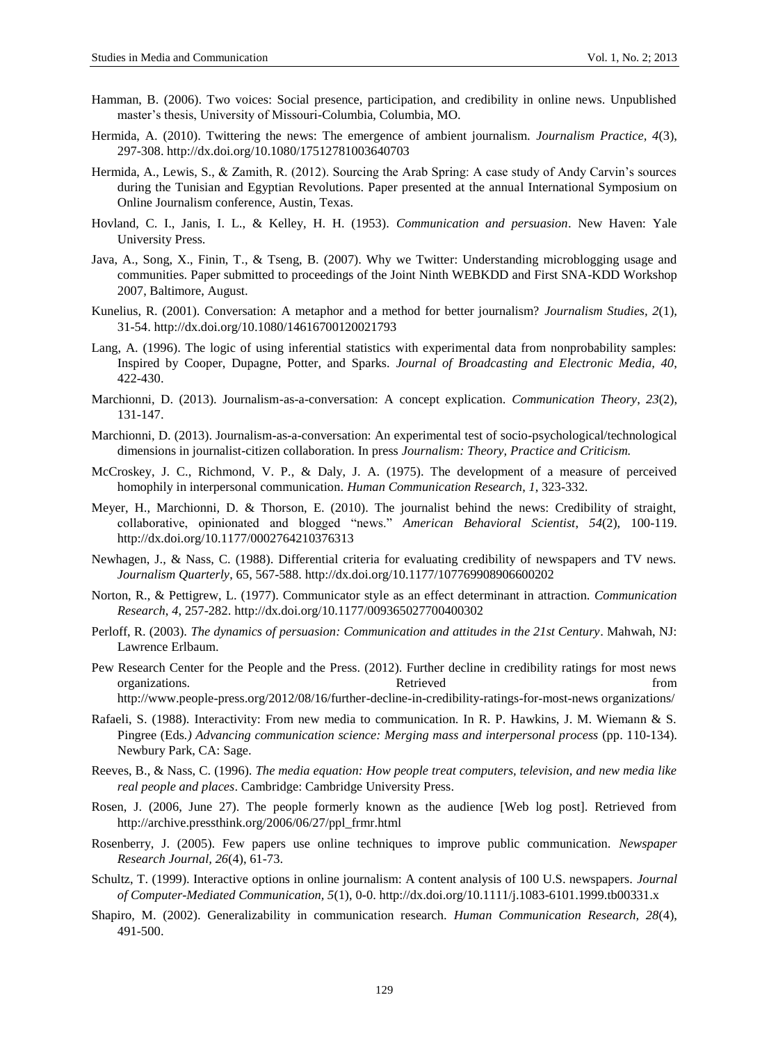Hamman, B. (2006). Two voices: Social presence, participation, and credibility in online news. Unpublished master's thesis, University of Missouri-Columbia, Columbia, MO.

Hermida, A. (2010). Twittering the news: The emergence of ambient journalism. *Journalism Practice, 4*(3), 297-308. http://dx.doi.org/10.1080/17512781003640703

Hermida, A., Lewis, S., & Zamith, R. (2012). Sourcing the Arab Spring: A case study of Andy Carvin's sources during the Tunisian and Egyptian Revolutions. Paper presented at the annual International Symposium on Online Journalism conference, Austin, Texas.

Hovland, C. I., Janis, I. L., & Kelley, H. H. (1953). *Communication and persuasion*. New Haven: Yale University Press.

Java, A., Song, X., Finin, T., & Tseng, B. (2007). Why we Twitter: Understanding microblogging usage and communities. Paper submitted to proceedings of the Joint Ninth WEBKDD and First SNA-KDD Workshop 2007, Baltimore, August.

Kunelius, R. (2001). Conversation: A metaphor and a method for better journalism? *Journalism Studies, 2*(1), 31-54. http://dx.doi.org/10.1080/14616700120021793

Lang, A. (1996). The logic of using inferential statistics with experimental data from nonprobability samples: Inspired by Cooper, Dupagne, Potter, and Sparks. *Journal of Broadcasting and Electronic Media, 40*, 422-430.

Marchionni, D. (2013). Journalism-as-a-conversation: A concept explication. *Communication Theory*, *23*(2), 131-147.

Marchionni, D. (2013). Journalism-as-a-conversation: An experimental test of socio-psychological/technological dimensions in journalist-citizen collaboration. In press *Journalism: Theory, Practice and Criticism.*

McCroskey, J. C., Richmond, V. P., & Daly, J. A. (1975). The development of a measure of perceived homophily in interpersonal communication. *Human Communication Research*, *1*, 323-332.

Meyer, H., Marchionni, D. & Thorson, E. (2010). The journalist behind the news: Credibility of straight, collaborative, opinionated and blogged "news." *American Behavioral Scientist, 54*(2), 100-119. http://dx.doi.org/10.1177/0002764210376313

Newhagen, J., & Nass, C. (1988). Differential criteria for evaluating credibility of newspapers and TV news. *Journalism Quarterly*, 65, 567-588. http://dx.doi.org/10.1177/107769908906600202

Norton, R., & Pettigrew, L. (1977). Communicator style as an effect determinant in attraction. *Communication Research, 4*, 257-282. http://dx.doi.org/10.1177/009365027700400302

Perloff, R. (2003). *The dynamics of persuasion: Communication and attitudes in the 21st Century*. Mahwah, NJ: Lawrence Erlbaum.

Pew Research Center for the People and the Press. (2012). Further decline in credibility ratings for most news organizations. Retrieved from http://www.people-press.org/2012/08/16/further-decline-in-credibility-ratings-for-most-news organizations/

Rafaeli, S. (1988). Interactivity: From new media to communication. In R. P. Hawkins, J. M. Wiemann & S. Pingree (Eds*.) Advancing communication science: Merging mass and interpersonal process* (pp. 110-134). Newbury Park, CA: Sage.

Reeves, B., & Nass, C. (1996). *The media equation: How people treat computers, television, and new media like real people and places*. Cambridge: Cambridge University Press.

Rosen, J. (2006, June 27). The people formerly known as the audience [Web log post]. Retrieved from http://archive.pressthink.org/2006/06/27/ppl_frmr.html

Rosenberry, J. (2005). Few papers use online techniques to improve public communication. *Newspaper Research Journal, 26*(4), 61-73.

Schultz, T. (1999). Interactive options in online journalism: A content analysis of 100 U.S. newspapers. *Journal of Computer-Mediated Communication, 5*(1), 0-0. http://dx.doi.org/10.1111/j.1083-6101.1999.tb00331.x

Shapiro, M. (2002). Generalizability in communication research. *Human Communication Research, 28*(4), 491-500.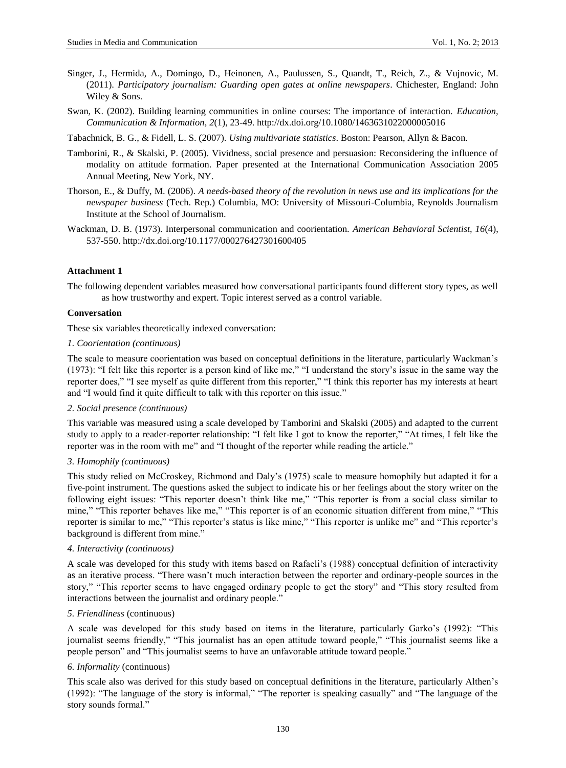Singer, J., Hermida, A., Domingo, D., Heinonen, A., Paulussen, S., Quandt, T., Reich, Z., & Vujnovic, M. (2011). *Participatory journalism: Guarding open gates at online newspapers*. Chichester, England: John Wiley & Sons.

Swan, K. (2002). Building learning communities in online courses: The importance of interaction. *Education, Communication & Information, 2*(1), 23-49. http://dx.doi.org/10.1080/1463631022000005016

Tabachnick, B. G., & Fidell, L. S. (2007). *Using multivariate statistics*. Boston: Pearson, Allyn & Bacon.

Tamborini, R., & Skalski, P. (2005). Vividness, social presence and persuasion: Reconsidering the influence of modality on attitude formation. Paper presented at the International Communication Association 2005 Annual Meeting, New York, NY.

Thorson, E., & Duffy, M. (2006). *A needs-based theory of the revolution in news use and its implications for the newspaper business* (Tech. Rep.) Columbia, MO: University of Missouri-Columbia, Reynolds Journalism Institute at the School of Journalism.

Wackman, D. B. (1973). Interpersonal communication and coorientation. *American Behavioral Scientist, 16*(4), 537-550. http://dx.doi.org/10.1177/000276427301600405

**Attachment 1**

The following dependent variables measured how conversational participants found different story types, as well as how trustworthy and expert. Topic interest served as a control variable.

**Conversation**

These six variables theoretically indexed conversation:

*1. Coorientation (continuous)*

The scale to measure coorientation was based on conceptual definitions in the literature, particularly Wackman's (1973): "I felt like this reporter is a person kind of like me," "I understand the story's issue in the same way the reporter does," "I see myself as quite different from this reporter," "I think this reporter has my interests at heart and "I would find it quite difficult to talk with this reporter on this issue."

*2. Social presence (continuous)*

This variable was measured using a scale developed by Tamborini and Skalski (2005) and adapted to the current study to apply to a reader-reporter relationship: "I felt like I got to know the reporter," "At times, I felt like the reporter was in the room with me" and "I thought of the reporter while reading the article."

*3. Homophily (continuous)*

This study relied on McCroskey, Richmond and Daly's (1975) scale to measure homophily but adapted it for a five-point instrument. The questions asked the subject to indicate his or her feelings about the story writer on the following eight issues: "This reporter doesn't think like me," "This reporter is from a social class similar to mine," "This reporter behaves like me," "This reporter is of an economic situation different from mine," "This reporter is similar to me," "This reporter's status is like mine," "This reporter is unlike me" and "This reporter's background is different from mine."

*4. Interactivity (continuous)*

A scale was developed for this study with items based on Rafaeli's (1988) conceptual definition of interactivity as an iterative process. "There wasn't much interaction between the reporter and ordinary-people sources in the story," "This reporter seems to have engaged ordinary people to get the story" and "This story resulted from interactions between the journalist and ordinary people."

*5. Friendliness* (continuous)

A scale was developed for this study based on items in the literature, particularly Garko's (1992): "This journalist seems friendly," "This journalist has an open attitude toward people," "This journalist seems like a people person" and "This journalist seems to have an unfavorable attitude toward people."

*6. Informality* (continuous)

This scale also was derived for this study based on conceptual definitions in the literature, particularly Althen's (1992): "The language of the story is informal," "The reporter is speaking casually" and "The language of the story sounds formal."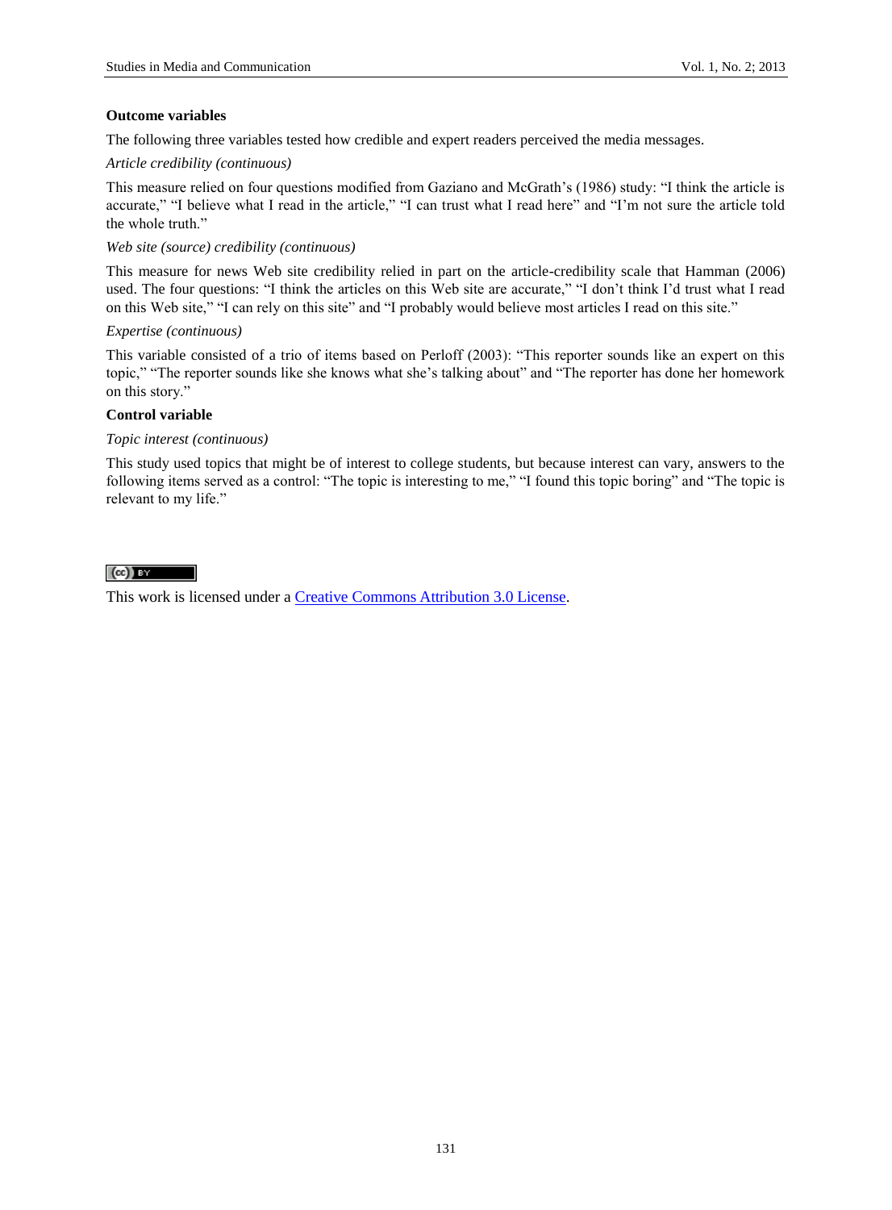**Outcome variables**

The following three variables tested how credible and expert readers perceived the media messages.

*Article credibility (continuous)*

This measure relied on four questions modified from Gaziano and McGrath's (1986) study: "I think the article is accurate," "I believe what I read in the article," "I can trust what I read here" and "I'm not sure the article told the whole truth."

*Web site (source) credibility (continuous)*

This measure for news Web site credibility relied in part on the article-credibility scale that Hamman (2006) used. The four questions: "I think the articles on this Web site are accurate," "I don't think I'd trust what I read on this Web site," "I can rely on this site" and "I probably would believe most articles I read on this site."

*Expertise (continuous)*

This variable consisted of a trio of items based on Perloff (2003): "This reporter sounds like an expert on this topic," "The reporter sounds like she knows what she's talking about" and "The reporter has done her homework on this story."

**Control variable**

*Topic interest (continuous)*

This study used topics that might be of interest to college students, but because interest can vary, answers to the following items served as a control: "The topic is interesting to me," "I found this topic boring" and "The topic is relevant to my life."

This work is licensed under a [Creative Commons Attribution 3.0 License](http://creativecommons.org/licenses/by/3.0/).